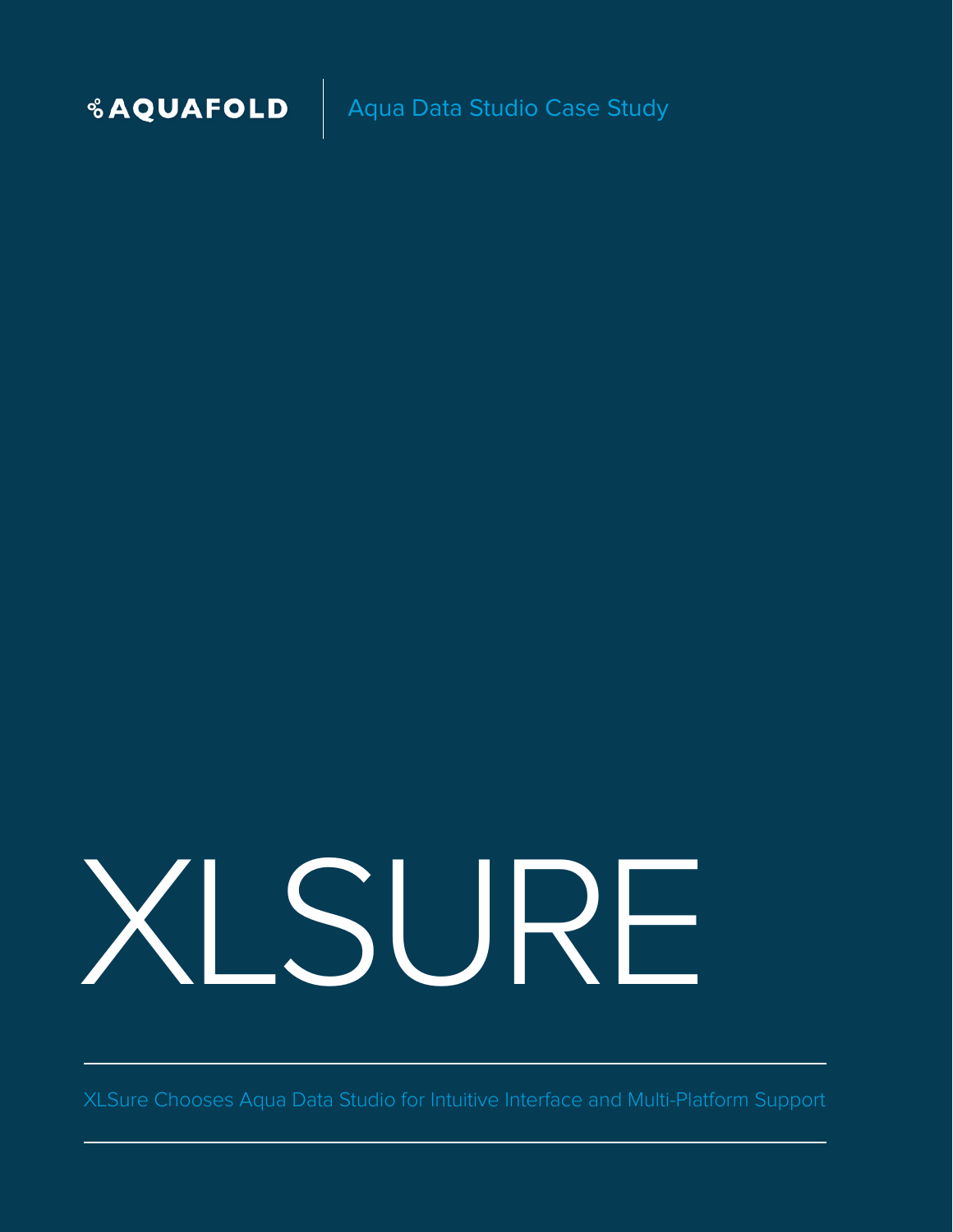AQUAFOLD | Aqua Data Studio Case Study

# XLSURE

XLSure Chooses Aqua Data Studio for Intuitive Interface and Multi-Platform Support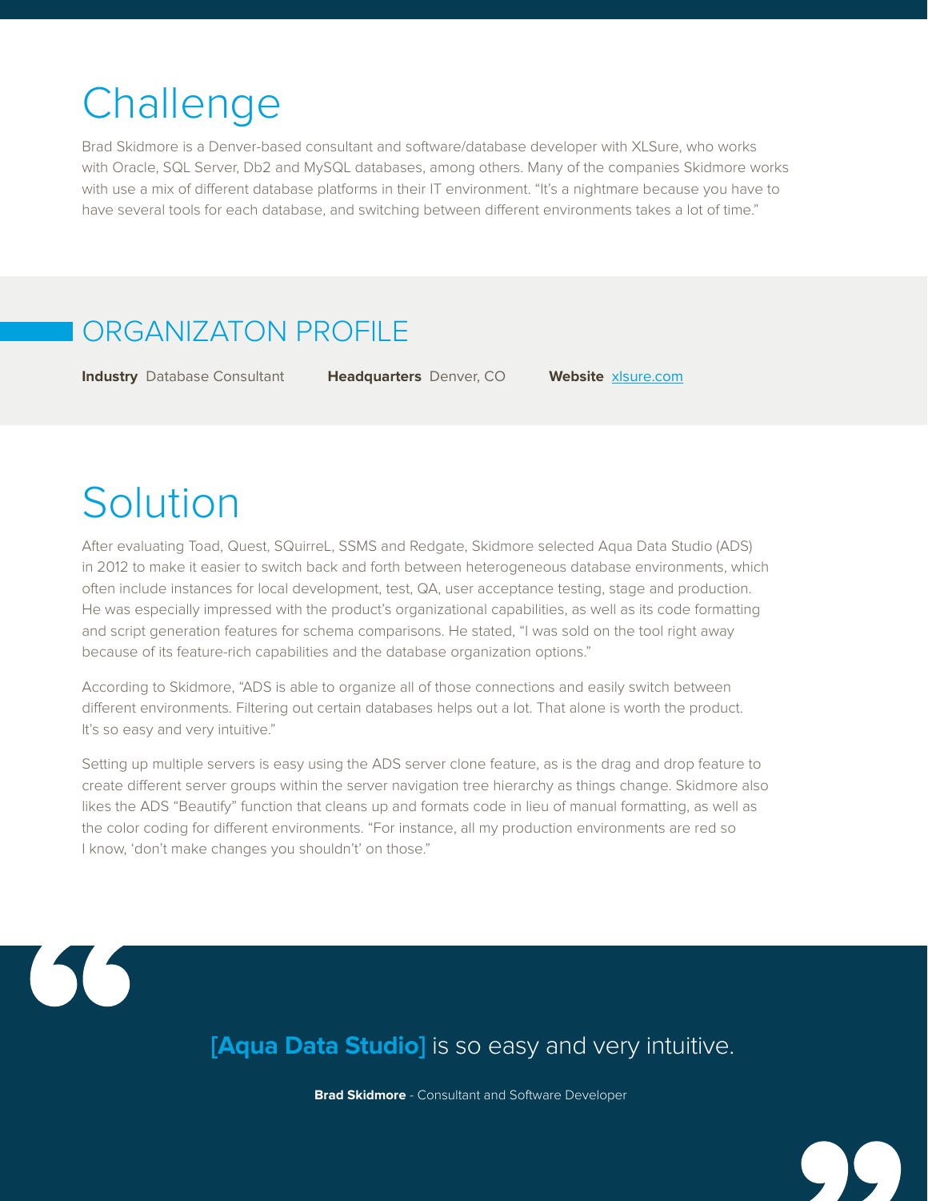# Challenge

Brad Skidmore is a Denver-based consultant and software/database developer with XLSure, who works with Oracle, SQL Server, Db2 and MySQL databases, among others. Many of the companies Skidmore works with use a mix of different database platforms in their IT environment. "It's a nightmare because you have to have several tools for each database, and switching between different environments takes a lot of time."

## ORGANIZATON PROFILE

**Industry** Database Consultant **Headquarters** Denver, CO **Website** xlsure.com

# Solution

After evaluating Toad, Quest, SQuirreL, SSMS and Redgate, Skidmore selected Aqua Data Studio (ADS) in 2012 to make it easier to switch back and forth between heterogeneous database environments, which often include instances for local development, test, QA, user acceptance testing, stage and production. He was especially impressed with the product's organizational capabilities, as well as its code formatting and script generation features for schema comparisons. He stated, "I was sold on the tool right away because of its feature-rich capabilities and the database organization options."

According to Skidmore, "ADS is able to organize all of those connections and easily switch between different environments. Filtering out certain databases helps out a lot. That alone is worth the product. It's so easy and very intuitive."

Setting up multiple servers is easy using the ADS server clone feature, as is the drag and drop feature to create different server groups within the server navigation tree hierarchy as things change. Skidmore also likes the ADS "Beautify" function that cleans up and formats code in lieu of manual formatting, as well as the color coding for different environments. "For instance, all my production environments are red so I know, 'don't make changes you shouldn't' on those."

> **[Aqua Data Studio]** is so easy and very intuitive.
>
> **Brad Skidmore** - Consultant and Software Developer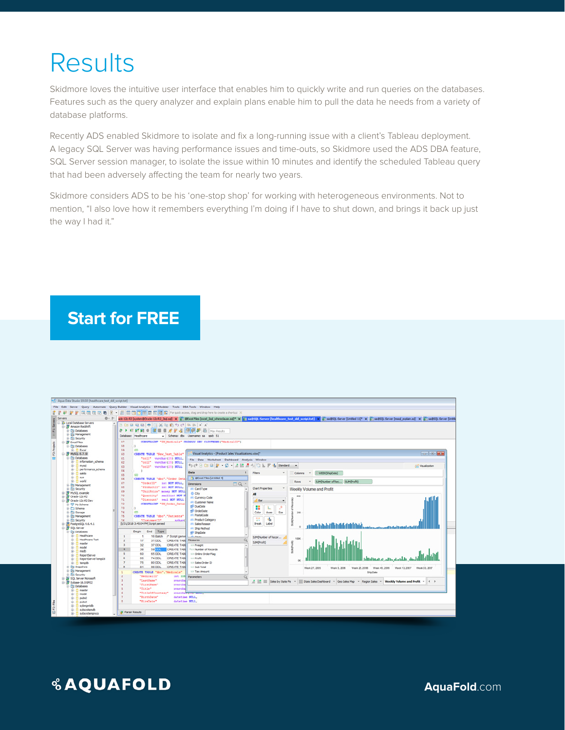# Results

Skidmore loves the intuitive user interface that enables him to quickly write and run queries on the databases. Features such as the query analyzer and explain plans enable him to pull the data he needs from a variety of database platforms.

Recently ADS enabled Skidmore to isolate and fix a long-running issue with a client's Tableau deployment. A legacy SQL Server was having performance issues and time-outs, so Skidmore used the ADS DBA feature, SQL Server session manager, to isolate the issue within 10 minutes and identify the scheduled Tableau query that had been adversely affecting the team for nearly two years.

Skidmore considers ADS to be his 'one-stop shop' for working with heterogeneous environments. Not to mention, "I also love how it remembers everything I'm doing if I have to shut down, and brings it back up just the way I had it."

**Start for FREE**

AQUAFOLD

AquaFold.com